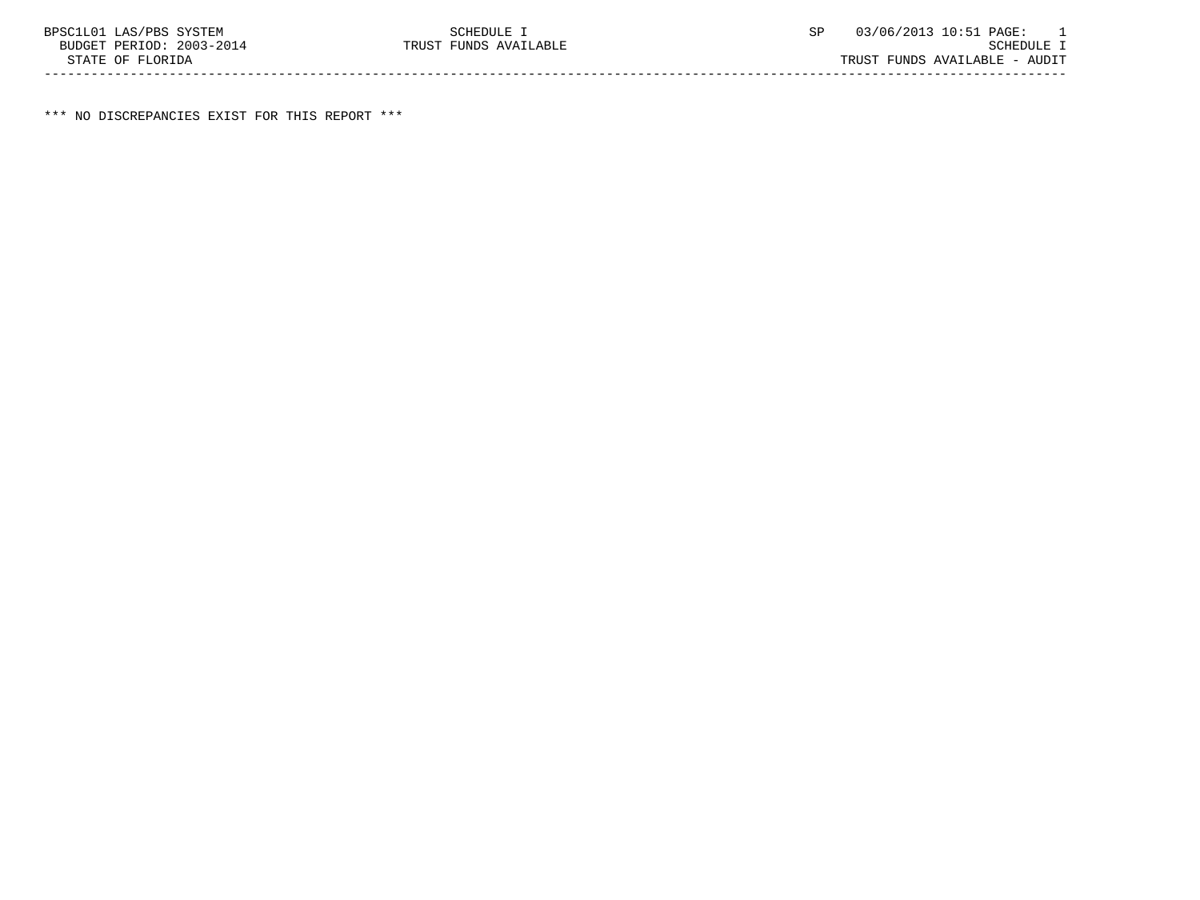BPSC1L01 LAS/PBS SYSTEM SCHEDULE I SP 03/06/2013 10:51 PAGE: 1
BUDGET PERIOD: 2003-2014 TRUST FUNDS AVAILABLE SCHEDULE I
STATE OF FLORIDA TRUST FUNDS AVAILABLE - AUDIT

---

*** NO DISCREPANCIES EXIST FOR THIS REPORT ***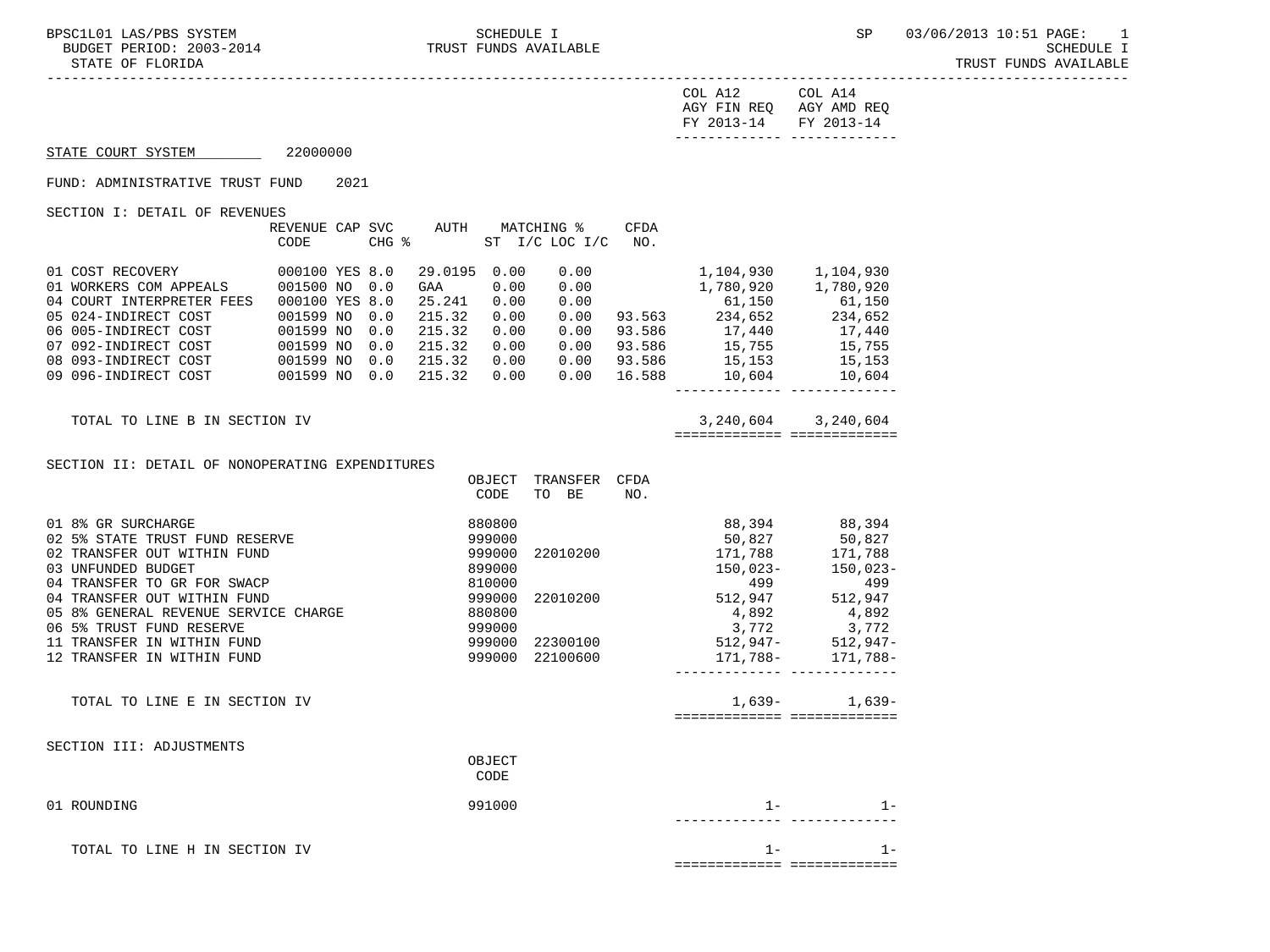BPSC1L01 LAS/PBS SYSTEM — SCHEDULE I — TRUST FUNDS AVAILABLE

BUDGET PERIOD: 2003-2014

STATE OF FLORIDA

SP 03/06/2013 10:51

| | COL A12 AGY FIN REQ FY 2013-14 | COL A14 AGY AMD REQ FY 2013-14 |
|---|---|---|

## STATE COURT SYSTEM 22000000

FUND: ADMINISTRATIVE TRUST FUND 2021

### SECTION I: DETAIL OF REVENUES

| | REVENUE CODE | CAP | SVC CHG % | AUTH | MATCHING % ST I/C | LOC I/C | CFDA NO. | COL A12 AGY FIN REQ FY 2013-14 | COL A14 AGY AMD REQ FY 2013-14 |
|---|---|---|---|---|---|---|---|---|---|
| 01 COST RECOVERY | 000100 | YES | 8.0 | 29.0195 | 0.00 | 0.00 | | 1,104,930 | 1,104,930 |
| 01 WORKERS COM APPEALS | 001500 | NO | 0.0 | GAA | 0.00 | 0.00 | | 1,780,920 | 1,780,920 |
| 04 COURT INTERPRETER FEES | 000100 | YES | 8.0 | 25.241 | 0.00 | 0.00 | | 61,150 | 61,150 |
| 05 024-INDIRECT COST | 001599 | NO | 0.0 | 215.32 | 0.00 | 0.00 | 93.563 | 234,652 | 234,652 |
| 06 005-INDIRECT COST | 001599 | NO | 0.0 | 215.32 | 0.00 | 0.00 | 93.586 | 17,440 | 17,440 |
| 07 092-INDIRECT COST | 001599 | NO | 0.0 | 215.32 | 0.00 | 0.00 | 93.586 | 15,755 | 15,755 |
| 08 093-INDIRECT COST | 001599 | NO | 0.0 | 215.32 | 0.00 | 0.00 | 93.586 | 15,153 | 15,153 |
| 09 096-INDIRECT COST | 001599 | NO | 0.0 | 215.32 | 0.00 | 0.00 | 16.588 | 10,604 | 10,604 |
| TOTAL TO LINE B IN SECTION IV | | | | | | | | 3,240,604 | 3,240,604 |

### SECTION II: DETAIL OF NONOPERATING EXPENDITURES

| | OBJECT CODE | TRANSFER TO BE | CFDA NO. | COL A12 AGY FIN REQ FY 2013-14 | COL A14 AGY AMD REQ FY 2013-14 |
|---|---|---|---|---|---|
| 01 8% GR SURCHARGE | 880800 | | | 88,394 | 88,394 |
| 02 5% STATE TRUST FUND RESERVE | 999000 | | | 50,827 | 50,827 |
| 02 TRANSFER OUT WITHIN FUND | 999000 | 22010200 | | 171,788 | 171,788 |
| 03 UNFUNDED BUDGET | 899000 | | | 150,023- | 150,023- |
| 04 TRANSFER TO GR FOR SWACP | 810000 | | | 499 | 499 |
| 04 TRANSFER OUT WITHIN FUND | 999000 | 22010200 | | 512,947 | 512,947 |
| 05 8% GENERAL REVENUE SERVICE CHARGE | 880800 | | | 4,892 | 4,892 |
| 06 5% TRUST FUND RESERVE | 999000 | | | 3,772 | 3,772 |
| 11 TRANSFER IN WITHIN FUND | 999000 | 22300100 | | 512,947- | 512,947- |
| 12 TRANSFER IN WITHIN FUND | 999000 | 22100600 | | 171,788- | 171,788- |
| TOTAL TO LINE E IN SECTION IV | | | | 1,639- | 1,639- |

### SECTION III: ADJUSTMENTS

| | OBJECT CODE | COL A12 AGY FIN REQ FY 2013-14 | COL A14 AGY AMD REQ FY 2013-14 |
|---|---|---|---|
| 01 ROUNDING | 991000 | 1- | 1- |
| TOTAL TO LINE H IN SECTION IV | | 1- | 1- |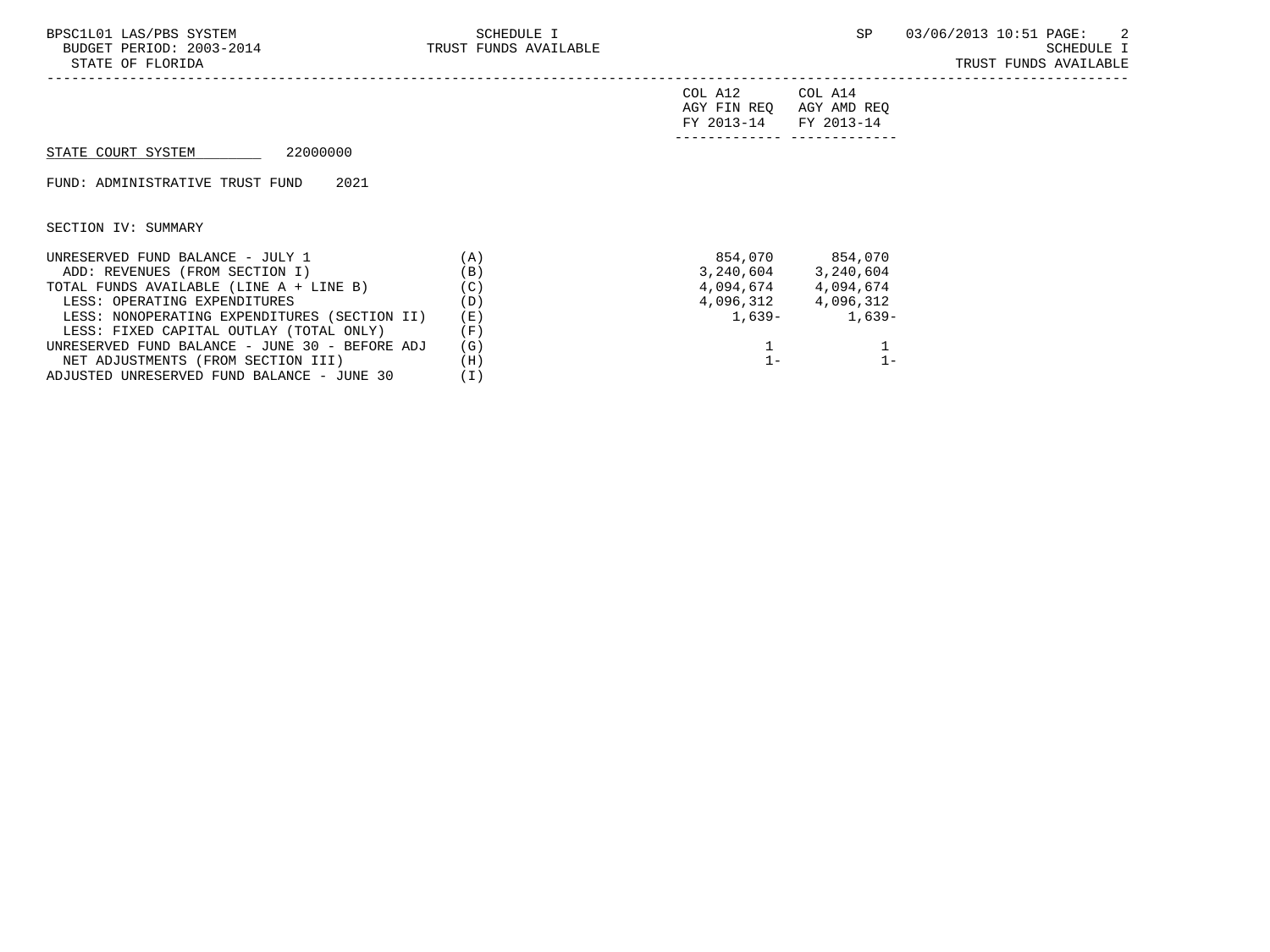STATE COURT SYSTEM 22000000

FUND: ADMINISTRATIVE TRUST FUND 2021

SECTION IV: SUMMARY

| | | COL A12 AGY FIN REQ FY 2013-14 | COL A14 AGY AMD REQ FY 2013-14 |
|---|---|---|---|
| UNRESERVED FUND BALANCE - JULY 1 | (A) | 854,070 | 854,070 |
| ADD: REVENUES (FROM SECTION I) | (B) | 3,240,604 | 3,240,604 |
| TOTAL FUNDS AVAILABLE (LINE A + LINE B) | (C) | 4,094,674 | 4,094,674 |
| LESS: OPERATING EXPENDITURES | (D) | 4,096,312 | 4,096,312 |
| LESS: NONOPERATING EXPENDITURES (SECTION II) | (E) | 1,639- | 1,639- |
| LESS: FIXED CAPITAL OUTLAY (TOTAL ONLY) | (F) | | |
| UNRESERVED FUND BALANCE - JUNE 30 - BEFORE ADJ | (G) | 1 | 1 |
| NET ADJUSTMENTS (FROM SECTION III) | (H) | 1- | 1- |
| ADJUSTED UNRESERVED FUND BALANCE - JUNE 30 | (I) | | |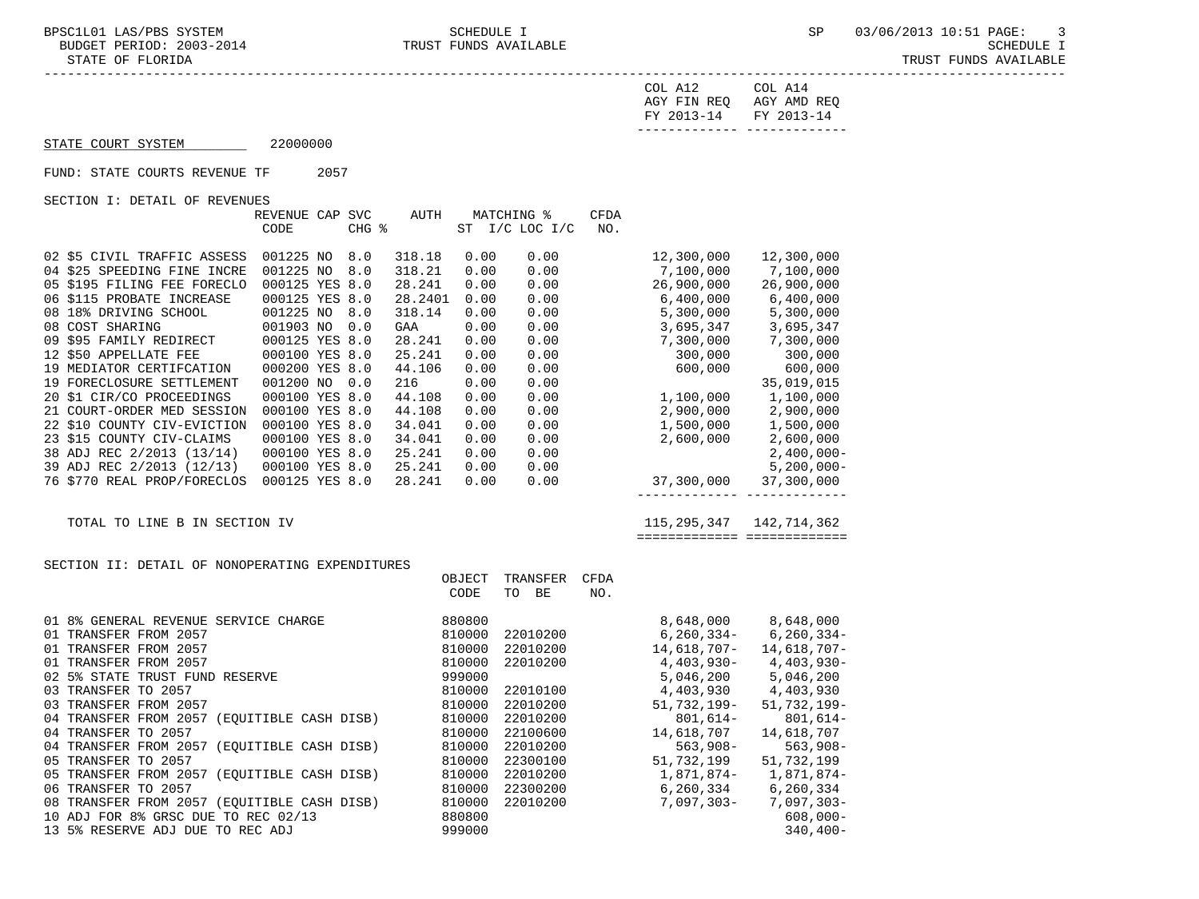SCHEDULE I
TRUST FUNDS AVAILABLE

STATE OF FLORIDA

| | COL A12 AGY FIN REQ FY 2013-14 | COL A14 AGY AMD REQ FY 2013-14 |
|---|---|---|

STATE COURT SYSTEM 22000000

FUND: STATE COURTS REVENUE TF 2057

SECTION I: DETAIL OF REVENUES

| | REVENUE CODE | CAP | SVC CHG % | AUTH | MATCHING % ST I/C | LOC I/C | CFDA NO. | COL A12 | COL A14 |
|---|---|---|---|---|---|---|---|---|---|
| 02 $5 CIVIL TRAFFIC ASSESS | 001225 | NO | 8.0 | 318.18 | 0.00 | 0.00 | | 12,300,000 | 12,300,000 |
| 04 $25 SPEEDING FINE INCRE | 001225 | NO | 8.0 | 318.21 | 0.00 | 0.00 | | 7,100,000 | 7,100,000 |
| 05 $195 FILING FEE FORECLO | 000125 | YES | 8.0 | 28.241 | 0.00 | 0.00 | | 26,900,000 | 26,900,000 |
| 06 $115 PROBATE INCREASE | 000125 | YES | 8.0 | 28.2401 | 0.00 | 0.00 | | 6,400,000 | 6,400,000 |
| 08 18% DRIVING SCHOOL | 001225 | NO | 8.0 | 318.14 | 0.00 | 0.00 | | 5,300,000 | 5,300,000 |
| 08 COST SHARING | 001903 | NO | 0.0 | GAA | 0.00 | 0.00 | | 3,695,347 | 3,695,347 |
| 09 $95 FAMILY REDIRECT | 000125 | YES | 8.0 | 28.241 | 0.00 | 0.00 | | 7,300,000 | 7,300,000 |
| 12 $50 APPELLATE FEE | 000100 | YES | 8.0 | 25.241 | 0.00 | 0.00 | | 300,000 | 300,000 |
| 19 MEDIATOR CERTIFCATION | 000200 | YES | 8.0 | 44.106 | 0.00 | 0.00 | | 600,000 | 600,000 |
| 19 FORECLOSURE SETTLEMENT | 001200 | NO | 0.0 | 216 | 0.00 | 0.00 | | | 35,019,015 |
| 20 $1 CIR/CO PROCEEDINGS | 000100 | YES | 8.0 | 44.108 | 0.00 | 0.00 | | 1,100,000 | 1,100,000 |
| 21 COURT-ORDER MED SESSION | 000100 | YES | 8.0 | 44.108 | 0.00 | 0.00 | | 2,900,000 | 2,900,000 |
| 22 $10 COUNTY CIV-EVICTION | 000100 | YES | 8.0 | 34.041 | 0.00 | 0.00 | | 1,500,000 | 1,500,000 |
| 23 $15 COUNTY CIV-CLAIMS | 000100 | YES | 8.0 | 34.041 | 0.00 | 0.00 | | 2,600,000 | 2,600,000 |
| 38 ADJ REC 2/2013 (13/14) | 000100 | YES | 8.0 | 25.241 | 0.00 | 0.00 | | | 2,400,000- |
| 39 ADJ REC 2/2013 (12/13) | 000100 | YES | 8.0 | 25.241 | 0.00 | 0.00 | | | 5,200,000- |
| 76 $770 REAL PROP/FORECLOS | 000125 | YES | 8.0 | 28.241 | 0.00 | 0.00 | | 37,300,000 | 37,300,000 |
| TOTAL TO LINE B IN SECTION IV | | | | | | | | 115,295,347 | 142,714,362 |

SECTION II: DETAIL OF NONOPERATING EXPENDITURES

| | OBJECT CODE | TRANSFER TO BE | CFDA NO. | COL A12 | COL A14 |
|---|---|---|---|---|---|
| 01 8% GENERAL REVENUE SERVICE CHARGE | 880800 | | | 8,648,000 | 8,648,000 |
| 01 TRANSFER FROM 2057 | 810000 | 22010200 | | 6,260,334- | 6,260,334- |
| 01 TRANSFER FROM 2057 | 810000 | 22010200 | | 14,618,707- | 14,618,707- |
| 01 TRANSFER FROM 2057 | 810000 | 22010200 | | 4,403,930- | 4,403,930- |
| 02 5% STATE TRUST FUND RESERVE | 999000 | | | 5,046,200 | 5,046,200 |
| 03 TRANSFER TO 2057 | 810000 | 22010100 | | 4,403,930 | 4,403,930 |
| 03 TRANSFER FROM 2057 | 810000 | 22010200 | | 51,732,199- | 51,732,199- |
| 04 TRANSFER FROM 2057 (EQUITIBLE CASH DISB) | 810000 | 22010200 | | 801,614- | 801,614- |
| 04 TRANSFER TO 2057 | 810000 | 22100600 | | 14,618,707 | 14,618,707 |
| 04 TRANSFER FROM 2057 (EQUITIBLE CASH DISB) | 810000 | 22010200 | | 563,908- | 563,908- |
| 05 TRANSFER TO 2057 | 810000 | 22300100 | | 51,732,199 | 51,732,199 |
| 05 TRANSFER FROM 2057 (EQUITIBLE CASH DISB) | 810000 | 22010200 | | 1,871,874- | 1,871,874- |
| 06 TRANSFER TO 2057 | 810000 | 22300200 | | 6,260,334 | 6,260,334 |
| 08 TRANSFER FROM 2057 (EQUITIBLE CASH DISB) | 810000 | 22010200 | | 7,097,303- | 7,097,303- |
| 10 ADJ FOR 8% GRSC DUE TO REC 02/13 | 880800 | | | | 608,000- |
| 13 5% RESERVE ADJ DUE TO REC ADJ | 999000 | | | | 340,400- |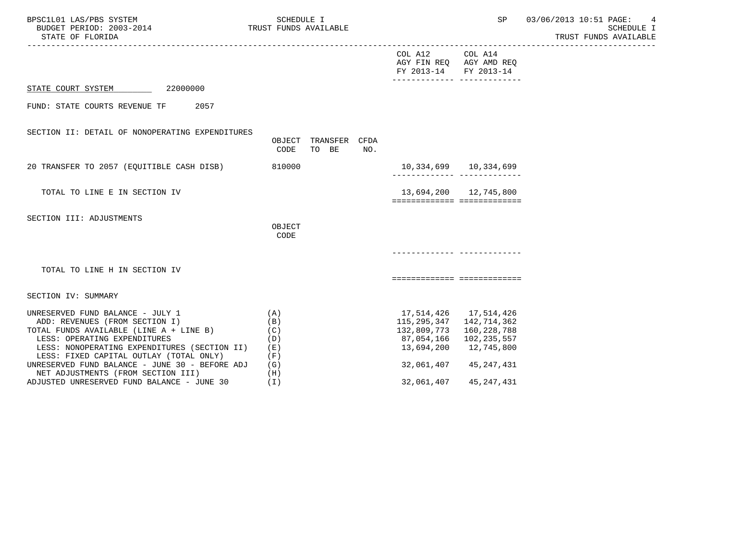COL A12 AGY FIN REQ FY 2013-14 | COL A14 AGY AMD REQ FY 2013-14

STATE COURT SYSTEM 22000000

FUND: STATE COURTS REVENUE TF 2057

SECTION II: DETAIL OF NONOPERATING EXPENDITURES

| | OBJECT CODE | TRANSFER TO BE | CFDA NO. | COL A12 AGY FIN REQ FY 2013-14 | COL A14 AGY AMD REQ FY 2013-14 |
|---|---|---|---|---|---|
| 20 TRANSFER TO 2057 (EQUITIBLE CASH DISB) | 810000 | | | 10,334,699 | 10,334,699 |
| TOTAL TO LINE E IN SECTION IV | | | | 13,694,200 | 12,745,800 |

SECTION III: ADJUSTMENTS

| | OBJECT CODE | COL A12 AGY FIN REQ FY 2013-14 | COL A14 AGY AMD REQ FY 2013-14 |
|---|---|---|---|
| TOTAL TO LINE H IN SECTION IV | | | |

SECTION IV: SUMMARY

| | | COL A12 AGY FIN REQ FY 2013-14 | COL A14 AGY AMD REQ FY 2013-14 |
|---|---|---|---|
| UNRESERVED FUND BALANCE - JULY 1 | (A) | 17,514,426 | 17,514,426 |
| ADD: REVENUES (FROM SECTION I) | (B) | 115,295,347 | 142,714,362 |
| TOTAL FUNDS AVAILABLE (LINE A + LINE B) | (C) | 132,809,773 | 160,228,788 |
| LESS: OPERATING EXPENDITURES | (D) | 87,054,166 | 102,235,557 |
| LESS: NONOPERATING EXPENDITURES (SECTION II) | (E) | 13,694,200 | 12,745,800 |
| LESS: FIXED CAPITAL OUTLAY (TOTAL ONLY) | (F) | | |
| UNRESERVED FUND BALANCE - JUNE 30 - BEFORE ADJ | (G) | 32,061,407 | 45,247,431 |
| NET ADJUSTMENTS (FROM SECTION III) | (H) | | |
| ADJUSTED UNRESERVED FUND BALANCE - JUNE 30 | (I) | 32,061,407 | 45,247,431 |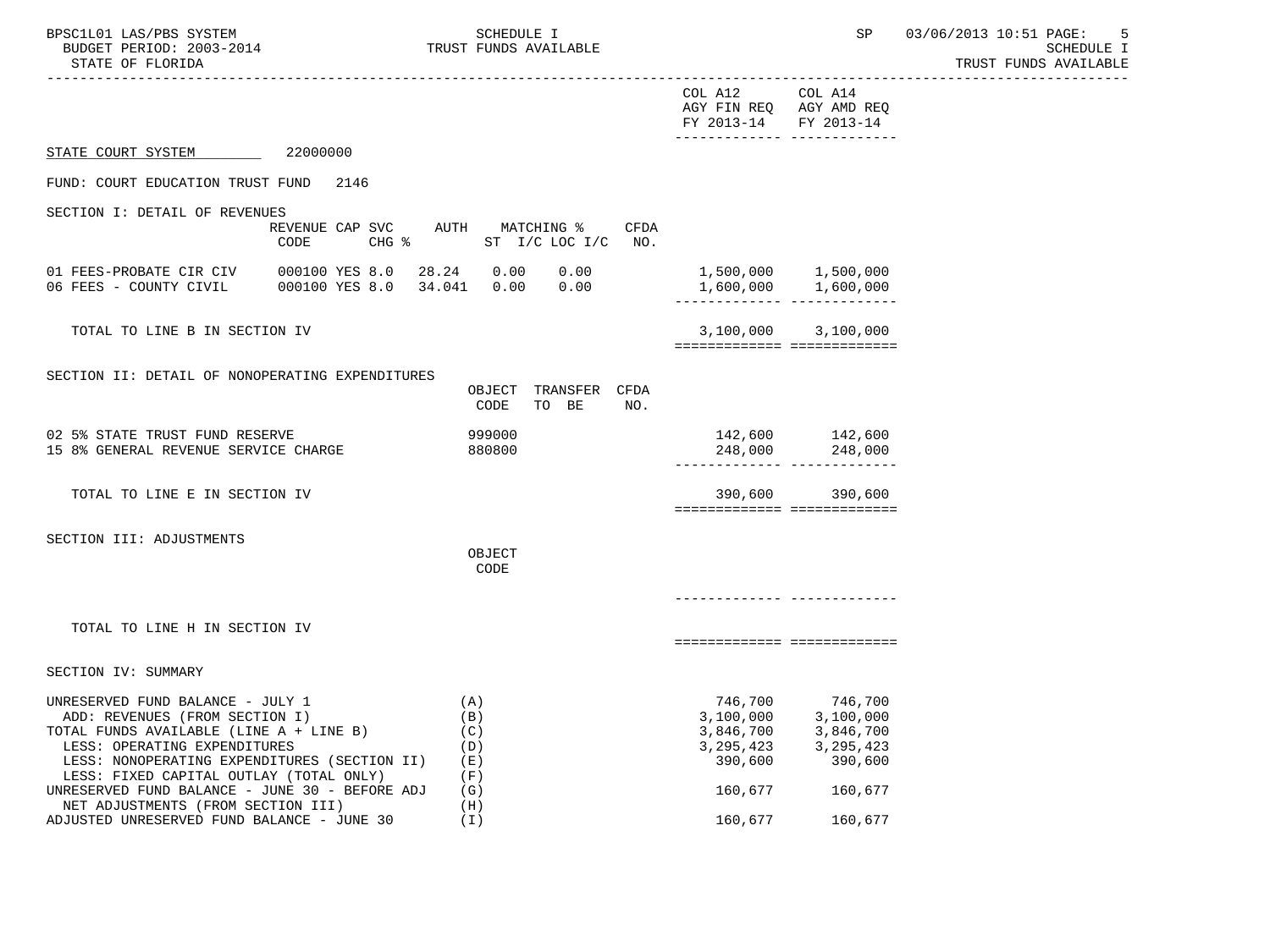COL A12 AGY FIN REQ FY 2013-14 | COL A14 AGY AMD REQ FY 2013-14

STATE COURT SYSTEM 22000000

FUND: COURT EDUCATION TRUST FUND 2146

## SECTION I: DETAIL OF REVENUES

| | REVENUE CODE | CAP | SVC CHG % | AUTH | MATCHING % ST | I/C | LOC I/C | CFDA NO. | COL A12 AGY FIN REQ FY 2013-14 | COL A14 AGY AMD REQ FY 2013-14 |
|---|---|---|---|---|---|---|---|---|---|---|
| 01 FEES-PROBATE CIR CIV | 000100 | YES | 8.0 | 28.24 | 0.00 | | 0.00 | | 1,500,000 | 1,500,000 |
| 06 FEES - COUNTY CIVIL | 000100 | YES | 8.0 | 34.041 | 0.00 | | 0.00 | | 1,600,000 | 1,600,000 |
| TOTAL TO LINE B IN SECTION IV | | | | | | | | | 3,100,000 | 3,100,000 |

## SECTION II: DETAIL OF NONOPERATING EXPENDITURES

| | OBJECT CODE | TRANSFER TO BE | CFDA NO. | COL A12 AGY FIN REQ FY 2013-14 | COL A14 AGY AMD REQ FY 2013-14 |
|---|---|---|---|---|---|
| 02 5% STATE TRUST FUND RESERVE | 999000 | | | 142,600 | 142,600 |
| 15 8% GENERAL REVENUE SERVICE CHARGE | 880800 | | | 248,000 | 248,000 |
| TOTAL TO LINE E IN SECTION IV | | | | 390,600 | 390,600 |

## SECTION III: ADJUSTMENTS

| | OBJECT CODE | COL A12 AGY FIN REQ FY 2013-14 | COL A14 AGY AMD REQ FY 2013-14 |
|---|---|---|---|
| TOTAL TO LINE H IN SECTION IV | | | |

## SECTION IV: SUMMARY

| | | COL A12 AGY FIN REQ FY 2013-14 | COL A14 AGY AMD REQ FY 2013-14 |
|---|---|---|---|
| UNRESERVED FUND BALANCE - JULY 1 | (A) | 746,700 | 746,700 |
| ADD: REVENUES (FROM SECTION I) | (B) | 3,100,000 | 3,100,000 |
| TOTAL FUNDS AVAILABLE (LINE A + LINE B) | (C) | 3,846,700 | 3,846,700 |
| LESS: OPERATING EXPENDITURES | (D) | 3,295,423 | 3,295,423 |
| LESS: NONOPERATING EXPENDITURES (SECTION II) | (E) | 390,600 | 390,600 |
| LESS: FIXED CAPITAL OUTLAY (TOTAL ONLY) | (F) | | |
| UNRESERVED FUND BALANCE - JUNE 30 - BEFORE ADJ | (G) | 160,677 | 160,677 |
| NET ADJUSTMENTS (FROM SECTION III) | (H) | | |
| ADJUSTED UNRESERVED FUND BALANCE - JUNE 30 | (I) | 160,677 | 160,677 |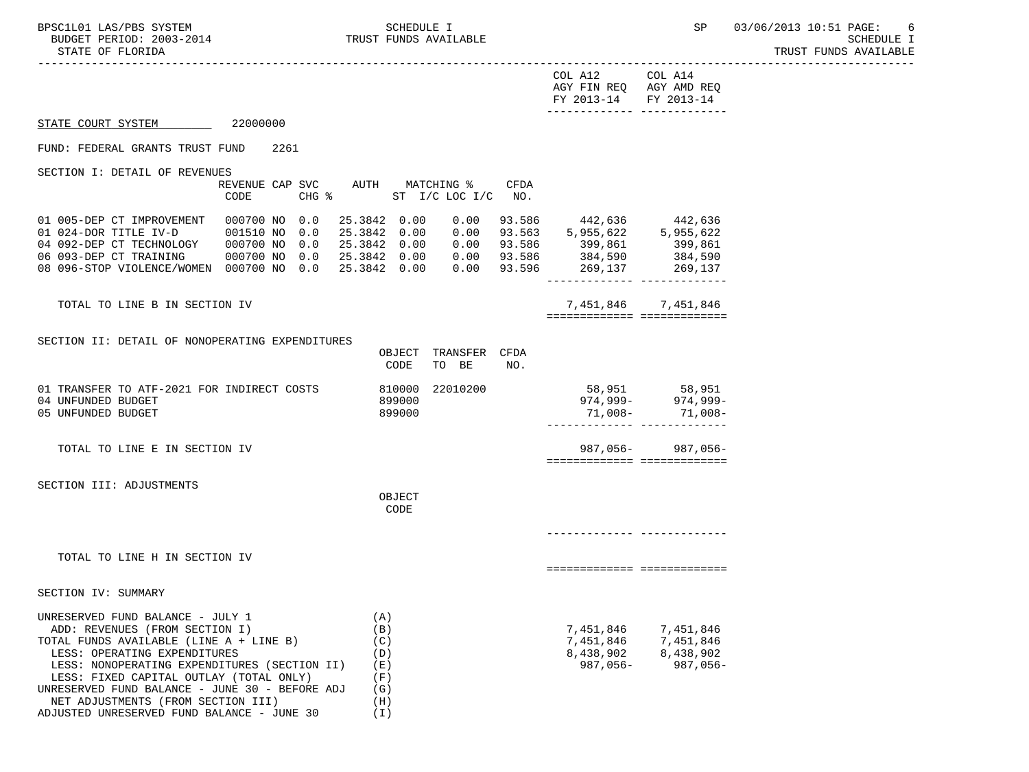BPSC1L01 LAS/PBS SYSTEM — SCHEDULE I — TRUST FUNDS AVAILABLE
BUDGET PERIOD: 2003-2014
STATE OF FLORIDA

| | COL A12 AGY FIN REQ FY 2013-14 | COL A14 AGY AMD REQ FY 2013-14 |
|---|---|---|

STATE COURT SYSTEM 22000000

FUND: FEDERAL GRANTS TRUST FUND 2261

SECTION I: DETAIL OF REVENUES

| | REVENUE CODE | CAP SVC CHG % | | AUTH | MATCHING % ST | I/C LOC I/C | CFDA NO. | COL A12 | COL A14 |
|---|---|---|---|---|---|---|---|---|---|
| 01 005-DEP CT IMPROVEMENT | 000700 | NO | 0.0 | 25.3842 | 0.00 | 0.00 | 93.586 | 442,636 | 442,636 |
| 01 024-DOR TITLE IV-D | 001510 | NO | 0.0 | 25.3842 | 0.00 | 0.00 | 93.563 | 5,955,622 | 5,955,622 |
| 04 092-DEP CT TECHNOLOGY | 000700 | NO | 0.0 | 25.3842 | 0.00 | 0.00 | 93.586 | 399,861 | 399,861 |
| 06 093-DEP CT TRAINING | 000700 | NO | 0.0 | 25.3842 | 0.00 | 0.00 | 93.586 | 384,590 | 384,590 |
| 08 096-STOP VIOLENCE/WOMEN | 000700 | NO | 0.0 | 25.3842 | 0.00 | 0.00 | 93.596 | 269,137 | 269,137 |
| TOTAL TO LINE B IN SECTION IV | | | | | | | | 7,451,846 | 7,451,846 |

SECTION II: DETAIL OF NONOPERATING EXPENDITURES

| | OBJECT CODE | TRANSFER TO BE | CFDA NO. | COL A12 | COL A14 |
|---|---|---|---|---|---|
| 01 TRANSFER TO ATF-2021 FOR INDIRECT COSTS | 810000 | 22010200 | | 58,951 | 58,951 |
| 04 UNFUNDED BUDGET | 899000 | | | 974,999- | 974,999- |
| 05 UNFUNDED BUDGET | 899000 | | | 71,008- | 71,008- |
| TOTAL TO LINE E IN SECTION IV | | | | 987,056- | 987,056- |

SECTION III: ADJUSTMENTS

| | OBJECT CODE | COL A12 | COL A14 |
|---|---|---|---|
| TOTAL TO LINE H IN SECTION IV | | | |

SECTION IV: SUMMARY

| | | COL A12 | COL A14 |
|---|---|---|---|
| UNRESERVED FUND BALANCE - JULY 1 | (A) | | |
| ADD: REVENUES (FROM SECTION I) | (B) | 7,451,846 | 7,451,846 |
| TOTAL FUNDS AVAILABLE (LINE A + LINE B) | (C) | 7,451,846 | 7,451,846 |
| LESS: OPERATING EXPENDITURES | (D) | 8,438,902 | 8,438,902 |
| LESS: NONOPERATING EXPENDITURES (SECTION II) | (E) | 987,056- | 987,056- |
| LESS: FIXED CAPITAL OUTLAY (TOTAL ONLY) | (F) | | |
| UNRESERVED FUND BALANCE - JUNE 30 - BEFORE ADJ | (G) | | |
| NET ADJUSTMENTS (FROM SECTION III) | (H) | | |
| ADJUSTED UNRESERVED FUND BALANCE - JUNE 30 | (I) | | |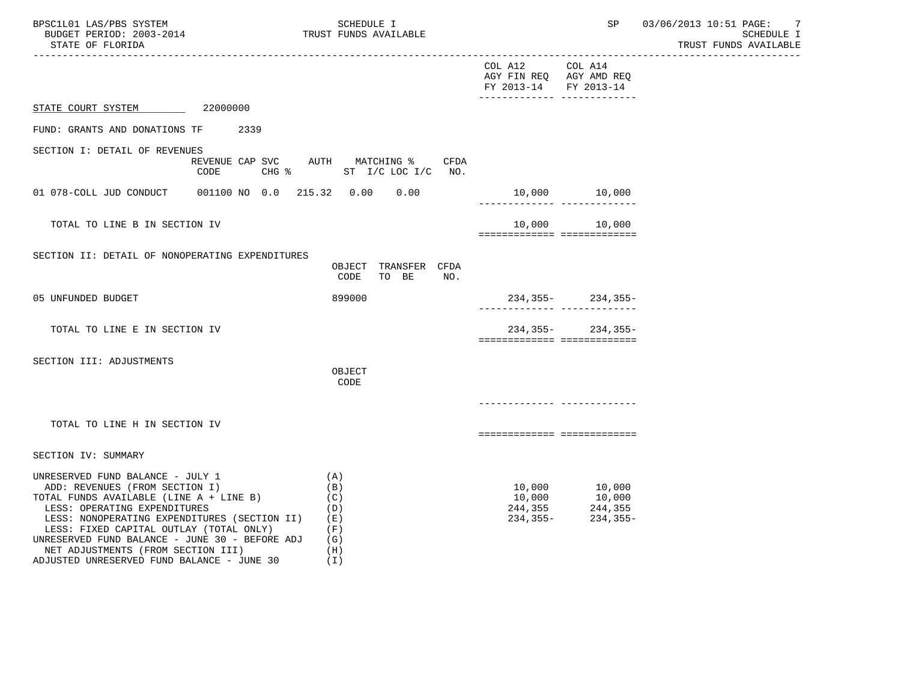STATE COURT SYSTEM 22000000

FUND: GRANTS AND DONATIONS TF 2339

| | COL A12 AGY FIN REQ FY 2013-14 | COL A14 AGY AMD REQ FY 2013-14 |
|---|---|---|

SECTION I: DETAIL OF REVENUES

| | REVENUE CODE | CAP CHG | SVC % | AUTH | MATCHING % ST I/C | LOC I/C | CFDA NO. | COL A12 AGY FIN REQ FY 2013-14 | COL A14 AGY AMD REQ FY 2013-14 |
|---|---|---|---|---|---|---|---|---|---|
| 01 078-COLL JUD CONDUCT | 001100 | NO | 0.0 | 215.32 | 0.00 | 0.00 | | 10,000 | 10,000 |
| TOTAL TO LINE B IN SECTION IV | | | | | | | | 10,000 | 10,000 |

SECTION II: DETAIL OF NONOPERATING EXPENDITURES

| | OBJECT CODE | TRANSFER TO BE | CFDA NO. | COL A12 AGY FIN REQ FY 2013-14 | COL A14 AGY AMD REQ FY 2013-14 |
|---|---|---|---|---|---|
| 05 UNFUNDED BUDGET | 899000 | | | 234,355- | 234,355- |
| TOTAL TO LINE E IN SECTION IV | | | | 234,355- | 234,355- |

SECTION III: ADJUSTMENTS

| | OBJECT CODE | COL A12 AGY FIN REQ FY 2013-14 | COL A14 AGY AMD REQ FY 2013-14 |
|---|---|---|---|
| TOTAL TO LINE H IN SECTION IV | | | |

SECTION IV: SUMMARY

| | | COL A12 AGY FIN REQ FY 2013-14 | COL A14 AGY AMD REQ FY 2013-14 |
|---|---|---|---|
| UNRESERVED FUND BALANCE - JULY 1 | (A) | | |
| ADD: REVENUES (FROM SECTION I) | (B) | 10,000 | 10,000 |
| TOTAL FUNDS AVAILABLE (LINE A + LINE B) | (C) | 10,000 | 10,000 |
| LESS: OPERATING EXPENDITURES | (D) | 244,355 | 244,355 |
| LESS: NONOPERATING EXPENDITURES (SECTION II) | (E) | 234,355- | 234,355- |
| LESS: FIXED CAPITAL OUTLAY (TOTAL ONLY) | (F) | | |
| UNRESERVED FUND BALANCE - JUNE 30 - BEFORE ADJ | (G) | | |
| NET ADJUSTMENTS (FROM SECTION III) | (H) | | |
| ADJUSTED UNRESERVED FUND BALANCE - JUNE 30 | (I) | | |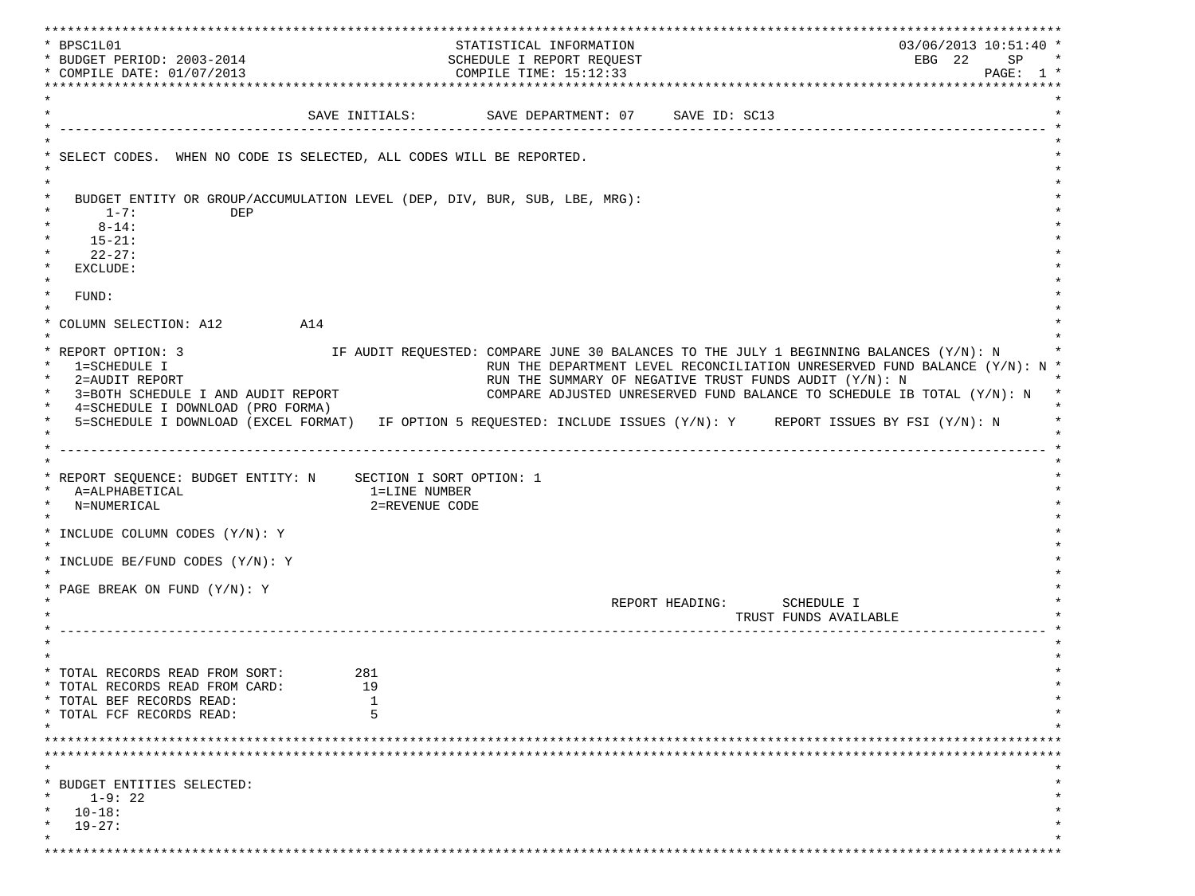```
*******************************************************************************************************************************
* BPSC1L01                                          STATISTICAL INFORMATION                                03/06/2013 10:51:40 *
* BUDGET PERIOD: 2003-2014                         SCHEDULE I REPORT REQUEST                                 EBG  22     SP    *
* COMPILE DATE: 01/07/2013                          COMPILE TIME: 15:12:33                                               PAGE:  1 *
*******************************************************************************************************************************
*                                                                                                                             *
*                              SAVE INITIALS:         SAVE DEPARTMENT: 07     SAVE ID: SC13                                   *
* --------------------------------------------------------------------------------------------------------------------------- *
*                                                                                                                             *
* SELECT CODES.  WHEN NO CODE IS SELECTED, ALL CODES WILL BE REPORTED.                                                        *
*                                                                                                                             *
*                                                                                                                             *
*   BUDGET ENTITY OR GROUP/ACCUMULATION LEVEL (DEP, DIV, BUR, SUB, LBE, MRG):                                                 *
*       1-7:           DEP                                                                                                    *
*      8-14:                                                                                                                  *
*     15-21:                                                                                                                  *
*     22-27:                                                                                                                  *
*   EXCLUDE:                                                                                                                  *
*                                                                                                                             *
*   FUND:                                                                                                                     *
*                                                                                                                             *
* COLUMN SELECTION: A12          A14                                                                                          *
*                                                                                                                             *
* REPORT OPTION: 3                   IF AUDIT REQUESTED: COMPARE JUNE 30 BALANCES TO THE JULY 1 BEGINNING BALANCES (Y/N): N   *
*   1=SCHEDULE I                                         RUN THE DEPARTMENT LEVEL RECONCILIATION UNRESERVED FUND BALANCE (Y/N): N *
*   2=AUDIT REPORT                                       RUN THE SUMMARY OF NEGATIVE TRUST FUNDS AUDIT (Y/N): N               *
*   3=BOTH SCHEDULE I AND AUDIT REPORT                   COMPARE ADJUSTED UNRESERVED FUND BALANCE TO SCHEDULE IB TOTAL (Y/N): N  *
*   4=SCHEDULE I DOWNLOAD (PRO FORMA)                                                                                         *
*   5=SCHEDULE I DOWNLOAD (EXCEL FORMAT)   IF OPTION 5 REQUESTED: INCLUDE ISSUES (Y/N): Y     REPORT ISSUES BY FSI (Y/N): N   *
*                                                                                                                             *
* --------------------------------------------------------------------------------------------------------------------------- *
*                                                                                                                             *
* REPORT SEQUENCE: BUDGET ENTITY: N     SECTION I SORT OPTION: 1                                                              *
*   A=ALPHABETICAL                        1=LINE NUMBER                                                                       *
*   N=NUMERICAL                           2=REVENUE CODE                                                                      *
*                                                                                                                             *
* INCLUDE COLUMN CODES (Y/N): Y                                                                                               *
*                                                                                                                             *
* INCLUDE BE/FUND CODES (Y/N): Y                                                                                              *
*                                                                                                                             *
* PAGE BREAK ON FUND (Y/N): Y                                                                                                 *
*                                                                          REPORT HEADING:       SCHEDULE I                   *
*                                                                                          TRUST FUNDS AVAILABLE              *
* --------------------------------------------------------------------------------------------------------------------------- *
*                                                                                                                             *
*                                                                                                                             *
* TOTAL RECORDS READ FROM SORT:         281                                                                                   *
* TOTAL RECORDS READ FROM CARD:          19                                                                                   *
* TOTAL BEF RECORDS READ:                 1                                                                                   *
* TOTAL FCF RECORDS READ:                 5                                                                                   *
*                                                                                                                             *
*******************************************************************************************************************************
*******************************************************************************************************************************
*                                                                                                                             *
* BUDGET ENTITIES SELECTED:                                                                                                   *
*     1-9: 22                                                                                                                 *
*   10-18:                                                                                                                    *
*   19-27:                                                                                                                    *
*                                                                                                                             *
*******************************************************************************************************************************
```